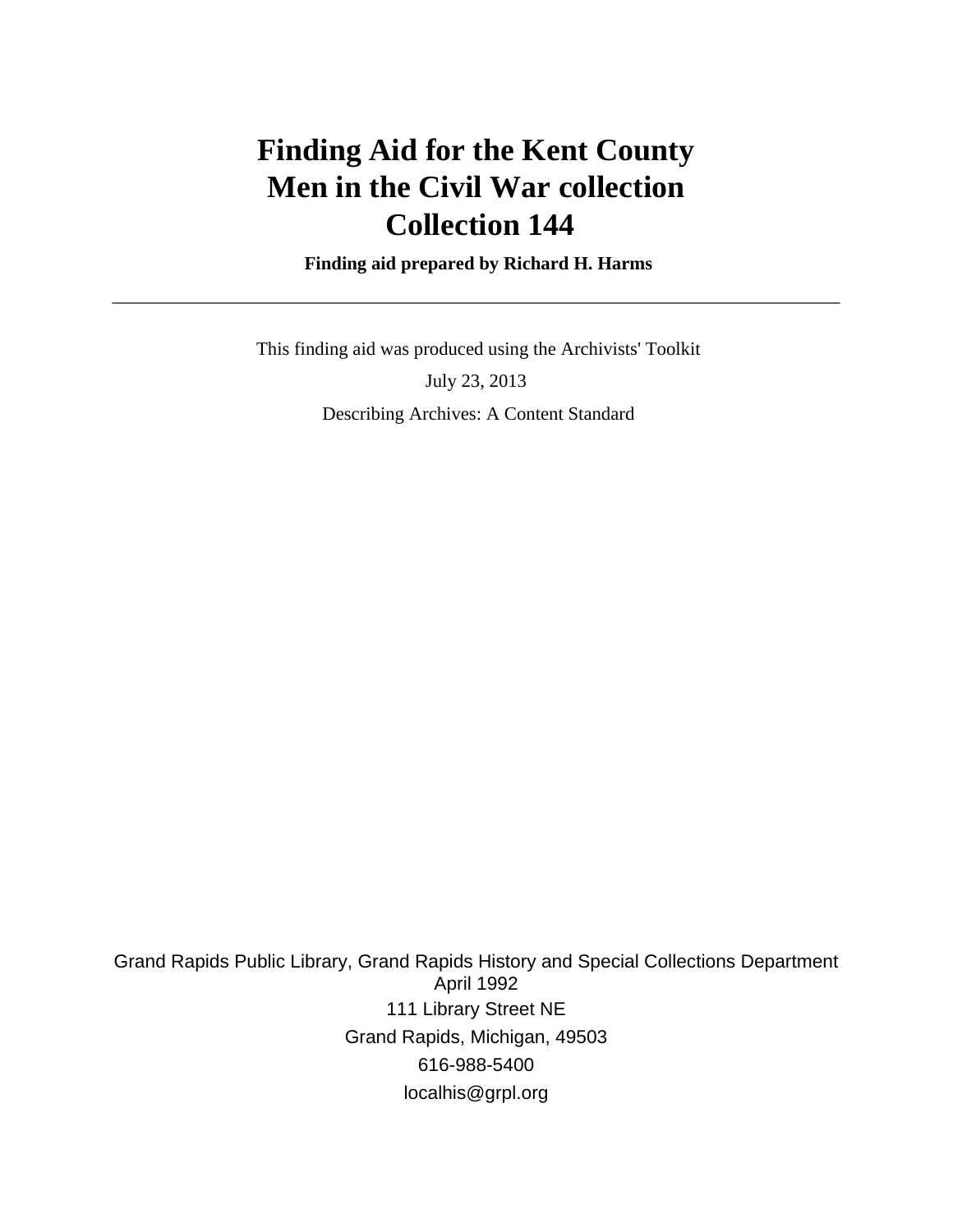# Finding Aid for the Kent County Men in the Civil War collection Collection 144

**Finding aid prepared by Richard H. Harms**

---

This finding aid was produced using the Archivists' Toolkit

July 23, 2013

Describing Archives: A Content Standard

Grand Rapids Public Library, Grand Rapids History and Special Collections Department
April 1992

111 Library Street NE

Grand Rapids, Michigan, 49503

616-988-5400

localhis@grpl.org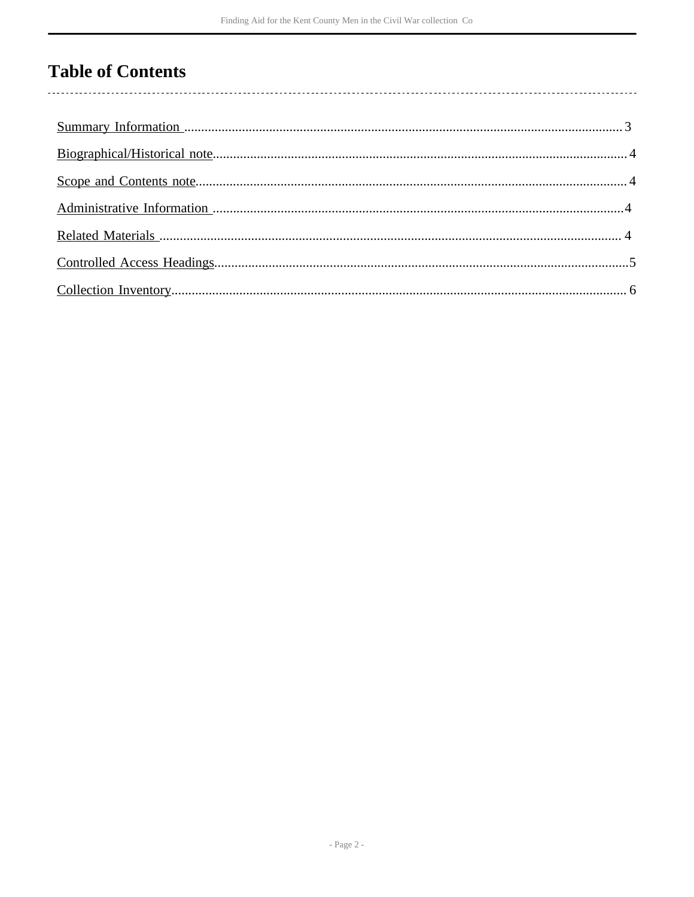# Table of Contents

Summary Information ........................................................................................................................3

Biographical/Historical note................................................................................................................4

Scope and Contents note.....................................................................................................................4

Administrative Information ................................................................................................................4

Related Materials ................................................................................................................................4

Controlled Access Headings................................................................................................................5

Collection Inventory............................................................................................................................6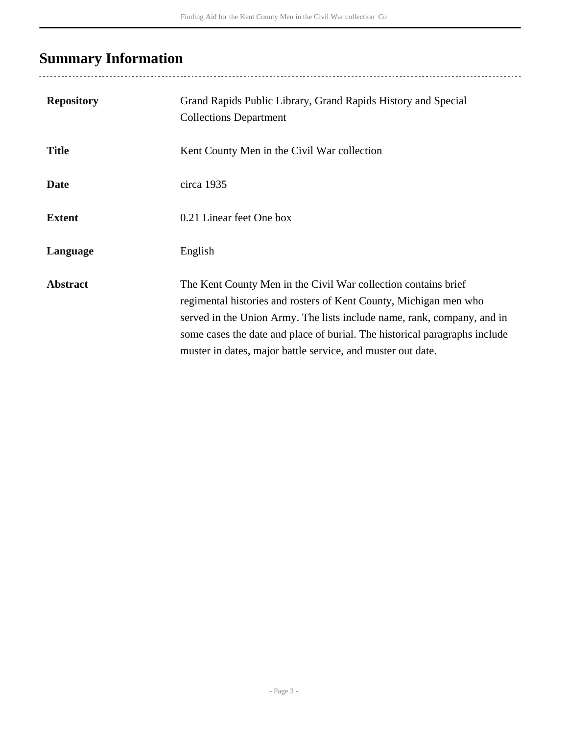## Summary Information

| | |
|---|---|
| **Repository** | Grand Rapids Public Library, Grand Rapids History and Special Collections Department |
| **Title** | Kent County Men in the Civil War collection |
| **Date** | circa 1935 |
| **Extent** | 0.21 Linear feet One box |
| **Language** | English |
| **Abstract** | The Kent County Men in the Civil War collection contains brief regimental histories and rosters of Kent County, Michigan men who served in the Union Army. The lists include name, rank, company, and in some cases the date and place of burial. The historical paragraphs include muster in dates, major battle service, and muster out date. |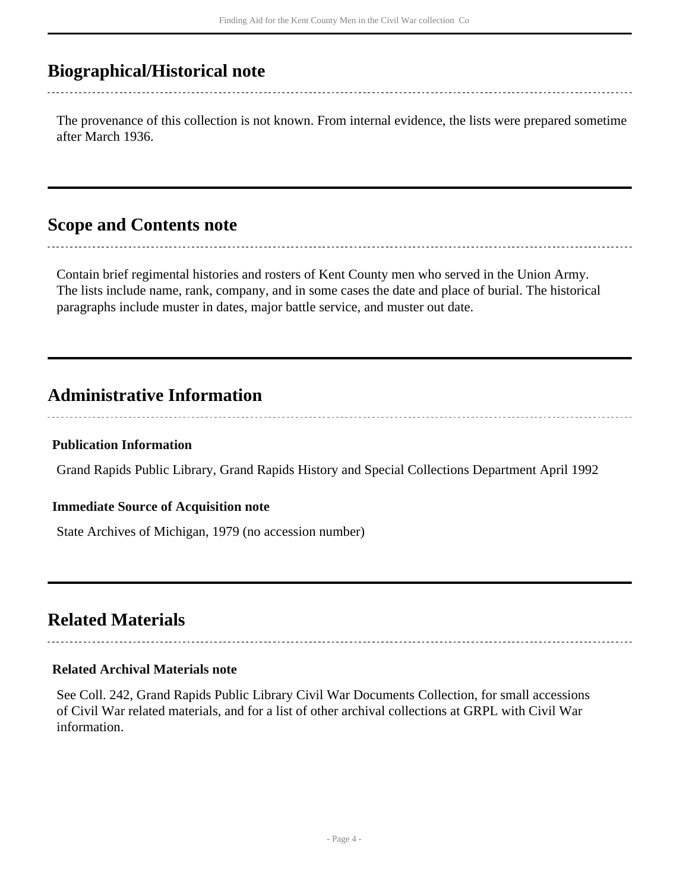## Biographical/Historical note

The provenance of this collection is not known. From internal evidence, the lists were prepared sometime after March 1936.

## Scope and Contents note

Contain brief regimental histories and rosters of Kent County men who served in the Union Army. The lists include name, rank, company, and in some cases the date and place of burial. The historical paragraphs include muster in dates, major battle service, and muster out date.

## Administrative Information

### Publication Information

Grand Rapids Public Library, Grand Rapids History and Special Collections Department April 1992

### Immediate Source of Acquisition note

State Archives of Michigan, 1979 (no accession number)

## Related Materials

### Related Archival Materials note

See Coll. 242, Grand Rapids Public Library Civil War Documents Collection, for small accessions of Civil War related materials, and for a list of other archival collections at GRPL with Civil War information.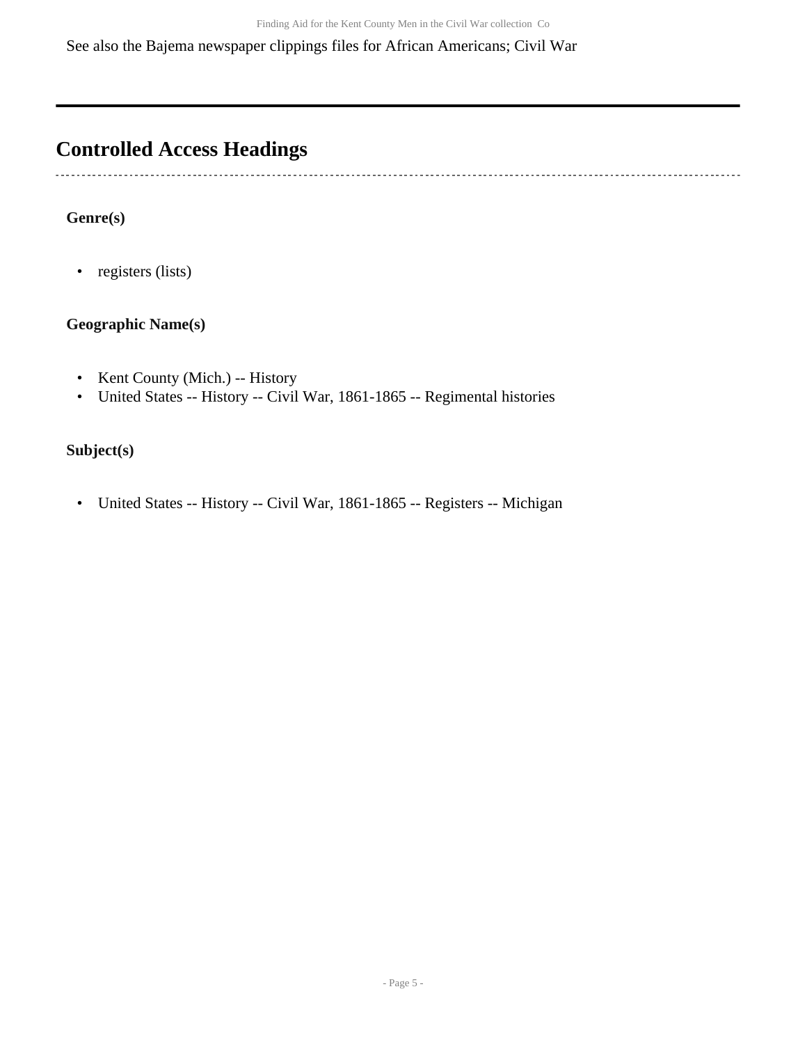See also the Bajema newspaper clippings files for African Americans; Civil War

## Controlled Access Headings

**Genre(s)**

- registers (lists)

**Geographic Name(s)**

- Kent County (Mich.) -- History
- United States -- History -- Civil War, 1861-1865 -- Regimental histories

**Subject(s)**

- United States -- History -- Civil War, 1861-1865 -- Registers -- Michigan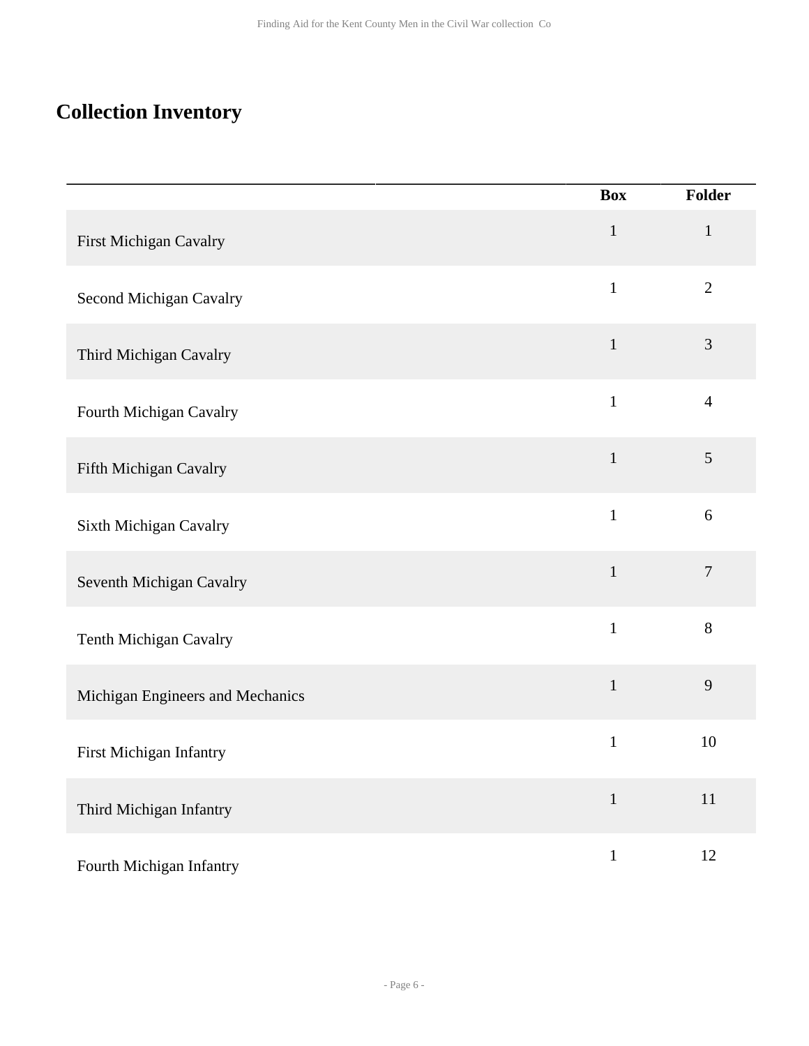## Collection Inventory

| | Box | Folder |
|---|---|---|
| First Michigan Cavalry | 1 | 1 |
| Second Michigan Cavalry | 1 | 2 |
| Third Michigan Cavalry | 1 | 3 |
| Fourth Michigan Cavalry | 1 | 4 |
| Fifth Michigan Cavalry | 1 | 5 |
| Sixth Michigan Cavalry | 1 | 6 |
| Seventh Michigan Cavalry | 1 | 7 |
| Tenth Michigan Cavalry | 1 | 8 |
| Michigan Engineers and Mechanics | 1 | 9 |
| First Michigan Infantry | 1 | 10 |
| Third Michigan Infantry | 1 | 11 |
| Fourth Michigan Infantry | 1 | 12 |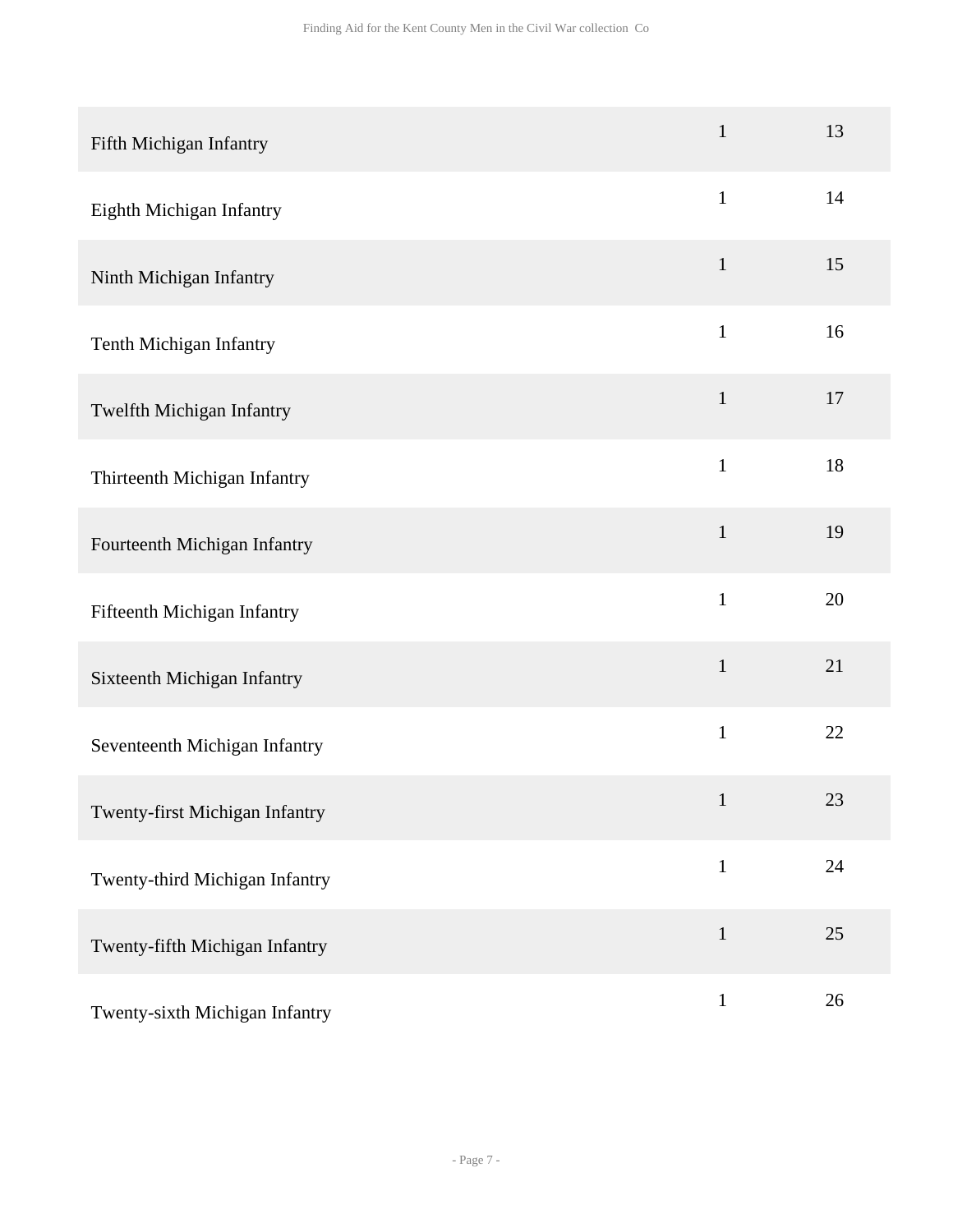| | | |
|---|---|---|
| Fifth Michigan Infantry | 1 | 13 |
| Eighth Michigan Infantry | 1 | 14 |
| Ninth Michigan Infantry | 1 | 15 |
| Tenth Michigan Infantry | 1 | 16 |
| Twelfth Michigan Infantry | 1 | 17 |
| Thirteenth Michigan Infantry | 1 | 18 |
| Fourteenth Michigan Infantry | 1 | 19 |
| Fifteenth Michigan Infantry | 1 | 20 |
| Sixteenth Michigan Infantry | 1 | 21 |
| Seventeenth Michigan Infantry | 1 | 22 |
| Twenty-first Michigan Infantry | 1 | 23 |
| Twenty-third Michigan Infantry | 1 | 24 |
| Twenty-fifth Michigan Infantry | 1 | 25 |
| Twenty-sixth Michigan Infantry | 1 | 26 |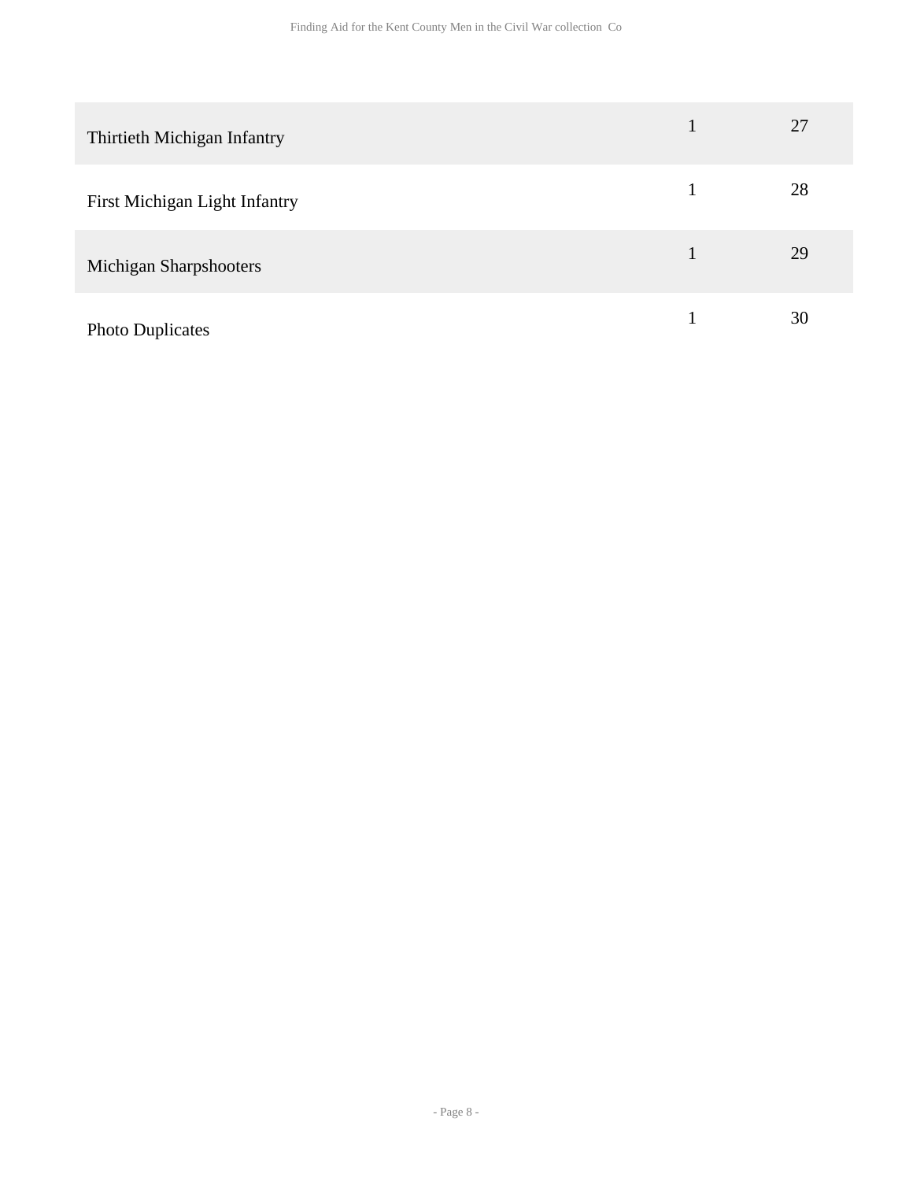| | | |
|---|---|---|
| Thirtieth Michigan Infantry | 1 | 27 |
| First Michigan Light Infantry | 1 | 28 |
| Michigan Sharpshooters | 1 | 29 |
| Photo Duplicates | 1 | 30 |